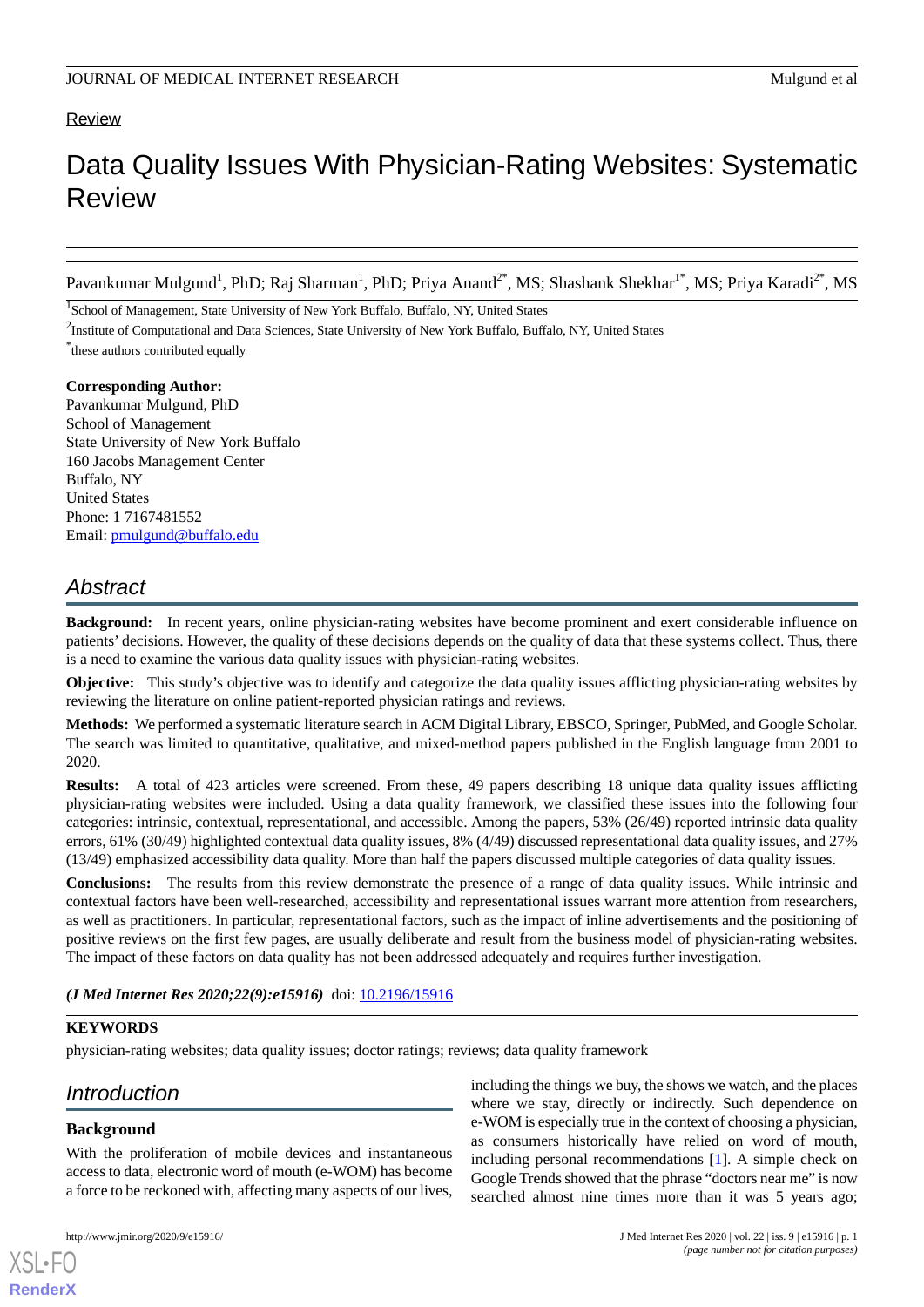Review

# Data Quality Issues With Physician-Rating Websites: Systematic Review

Pavankumar Mulgund[1], PhD; Raj Sharman[1], PhD; Priya Anand[2*], MS; Shashank Shekhar[1*], MS; Priya Karadi[2*], MS

[1]School of Management, State University of New York Buffalo, Buffalo, NY, United States

[2]Institute of Computational and Data Sciences, State University of New York Buffalo, Buffalo, NY, United States

[*]these authors contributed equally

**Corresponding Author:**
Pavankumar Mulgund, PhD
School of Management
State University of New York Buffalo
160 Jacobs Management Center
Buffalo, NY
United States
Phone: 1 7167481552
Email: pmulgund@buffalo.edu

## Abstract

**Background:** In recent years, online physician-rating websites have become prominent and exert considerable influence on patients' decisions. However, the quality of these decisions depends on the quality of data that these systems collect. Thus, there is a need to examine the various data quality issues with physician-rating websites.

**Objective:** This study's objective was to identify and categorize the data quality issues afflicting physician-rating websites by reviewing the literature on online patient-reported physician ratings and reviews.

**Methods:** We performed a systematic literature search in ACM Digital Library, EBSCO, Springer, PubMed, and Google Scholar. The search was limited to quantitative, qualitative, and mixed-method papers published in the English language from 2001 to 2020.

**Results:** A total of 423 articles were screened. From these, 49 papers describing 18 unique data quality issues afflicting physician-rating websites were included. Using a data quality framework, we classified these issues into the following four categories: intrinsic, contextual, representational, and accessible. Among the papers, 53% (26/49) reported intrinsic data quality errors, 61% (30/49) highlighted contextual data quality issues, 8% (4/49) discussed representational data quality issues, and 27% (13/49) emphasized accessibility data quality. More than half the papers discussed multiple categories of data quality issues.

**Conclusions:** The results from this review demonstrate the presence of a range of data quality issues. While intrinsic and contextual factors have been well-researched, accessibility and representational issues warrant more attention from researchers, as well as practitioners. In particular, representational factors, such as the impact of inline advertisements and the positioning of positive reviews on the first few pages, are usually deliberate and result from the business model of physician-rating websites. The impact of these factors on data quality has not been addressed adequately and requires further investigation.

***(J Med Internet Res 2020;22(9):e15916)*** doi: 10.2196/15916

**KEYWORDS**

physician-rating websites; data quality issues; doctor ratings; reviews; data quality framework

## Introduction

### Background

With the proliferation of mobile devices and instantaneous access to data, electronic word of mouth (e-WOM) has become a force to be reckoned with, affecting many aspects of our lives, including the things we buy, the shows we watch, and the places where we stay, directly or indirectly. Such dependence on e-WOM is especially true in the context of choosing a physician, as consumers historically have relied on word of mouth, including personal recommendations [1]. A simple check on Google Trends showed that the phrase "doctors near me" is now searched almost nine times more than it was 5 years ago;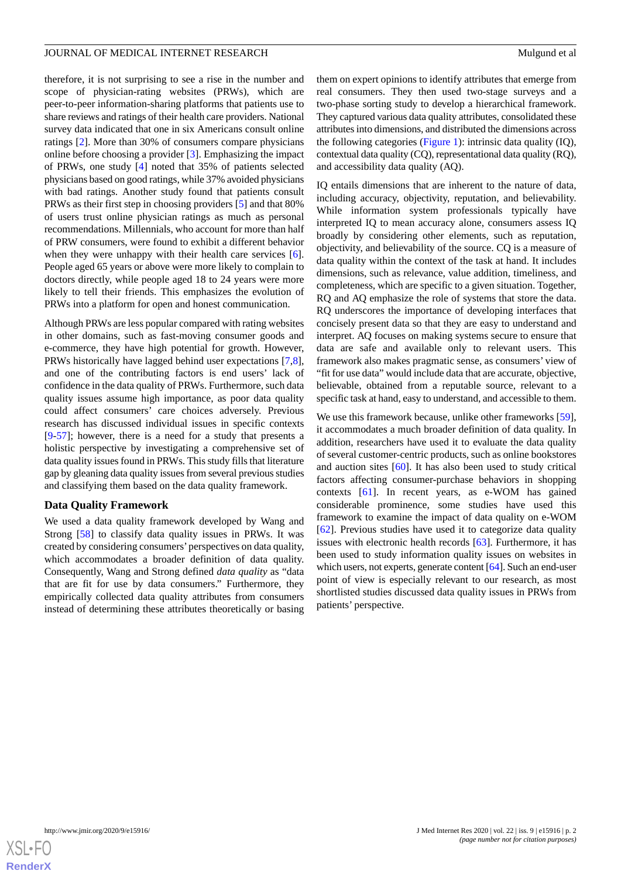therefore, it is not surprising to see a rise in the number and scope of physician-rating websites (PRWs), which are peer-to-peer information-sharing platforms that patients use to share reviews and ratings of their health care providers. National survey data indicated that one in six Americans consult online ratings [2]. More than 30% of consumers compare physicians online before choosing a provider [3]. Emphasizing the impact of PRWs, one study [4] noted that 35% of patients selected physicians based on good ratings, while 37% avoided physicians with bad ratings. Another study found that patients consult PRWs as their first step in choosing providers [5] and that 80% of users trust online physician ratings as much as personal recommendations. Millennials, who account for more than half of PRW consumers, were found to exhibit a different behavior when they were unhappy with their health care services [6]. People aged 65 years or above were more likely to complain to doctors directly, while people aged 18 to 24 years were more likely to tell their friends. This emphasizes the evolution of PRWs into a platform for open and honest communication.

Although PRWs are less popular compared with rating websites in other domains, such as fast-moving consumer goods and e-commerce, they have high potential for growth. However, PRWs historically have lagged behind user expectations [7,8], and one of the contributing factors is end users' lack of confidence in the data quality of PRWs. Furthermore, such data quality issues assume high importance, as poor data quality could affect consumers' care choices adversely. Previous research has discussed individual issues in specific contexts [9-57]; however, there is a need for a study that presents a holistic perspective by investigating a comprehensive set of data quality issues found in PRWs. This study fills that literature gap by gleaning data quality issues from several previous studies and classifying them based on the data quality framework.

### Data Quality Framework

We used a data quality framework developed by Wang and Strong [58] to classify data quality issues in PRWs. It was created by considering consumers' perspectives on data quality, which accommodates a broader definition of data quality. Consequently, Wang and Strong defined *data quality* as "data that are fit for use by data consumers." Furthermore, they empirically collected data quality attributes from consumers instead of determining these attributes theoretically or basing them on expert opinions to identify attributes that emerge from real consumers. They then used two-stage surveys and a two-phase sorting study to develop a hierarchical framework. They captured various data quality attributes, consolidated these attributes into dimensions, and distributed the dimensions across the following categories (Figure 1): intrinsic data quality (IQ), contextual data quality (CQ), representational data quality (RQ), and accessibility data quality (AQ).

IQ entails dimensions that are inherent to the nature of data, including accuracy, objectivity, reputation, and believability. While information system professionals typically have interpreted IQ to mean accuracy alone, consumers assess IQ broadly by considering other elements, such as reputation, objectivity, and believability of the source. CQ is a measure of data quality within the context of the task at hand. It includes dimensions, such as relevance, value addition, timeliness, and completeness, which are specific to a given situation. Together, RQ and AQ emphasize the role of systems that store the data. RQ underscores the importance of developing interfaces that concisely present data so that they are easy to understand and interpret. AQ focuses on making systems secure to ensure that data are safe and available only to relevant users. This framework also makes pragmatic sense, as consumers' view of "fit for use data" would include data that are accurate, objective, believable, obtained from a reputable source, relevant to a specific task at hand, easy to understand, and accessible to them.

We use this framework because, unlike other frameworks [59], it accommodates a much broader definition of data quality. In addition, researchers have used it to evaluate the data quality of several customer-centric products, such as online bookstores and auction sites [60]. It has also been used to study critical factors affecting consumer-purchase behaviors in shopping contexts [61]. In recent years, as e-WOM has gained considerable prominence, some studies have used this framework to examine the impact of data quality on e-WOM [62]. Previous studies have used it to categorize data quality issues with electronic health records [63]. Furthermore, it has been used to study information quality issues on websites in which users, not experts, generate content [64]. Such an end-user point of view is especially relevant to our research, as most shortlisted studies discussed data quality issues in PRWs from patients' perspective.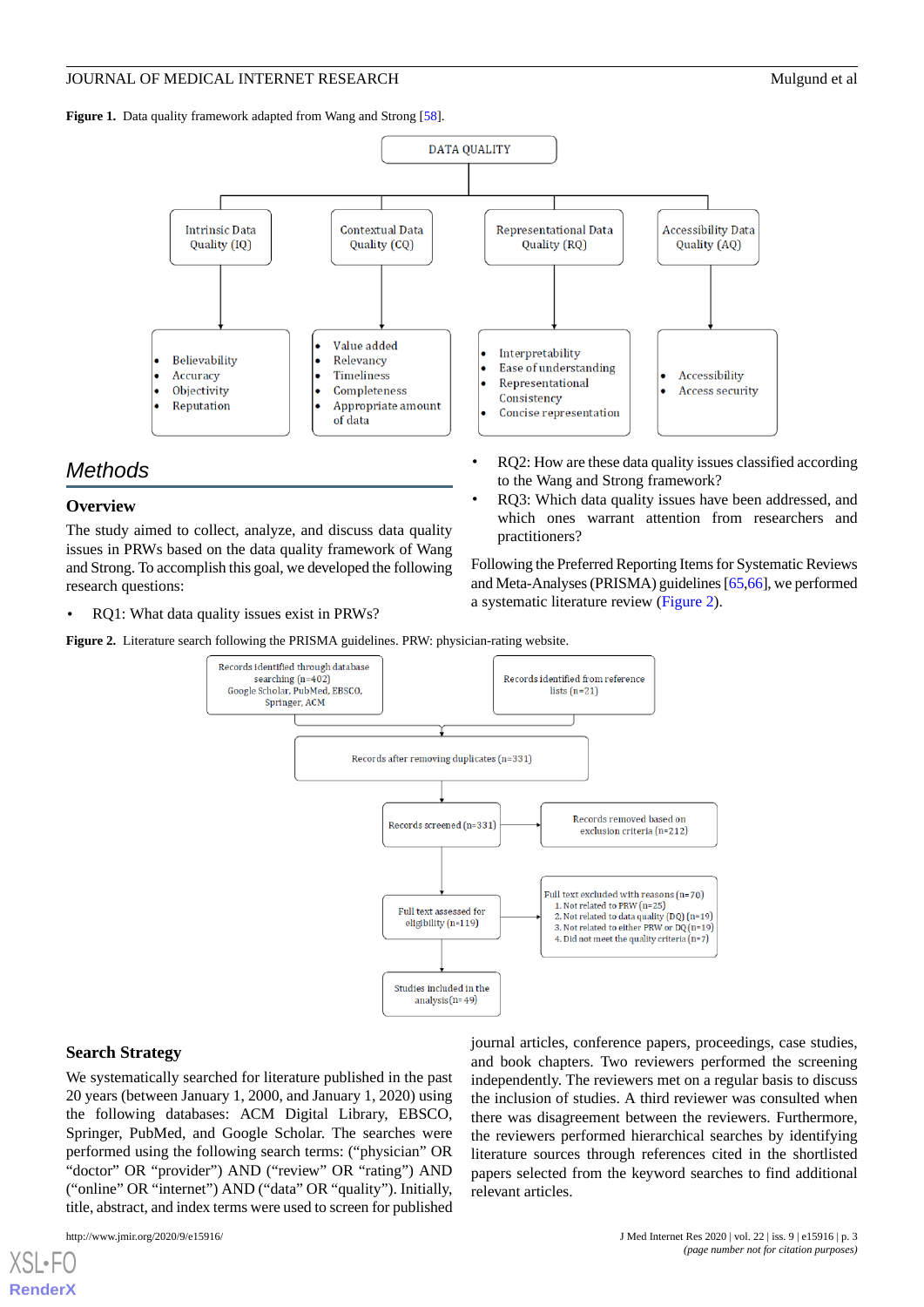**Figure 1.** Data quality framework adapted from Wang and Strong [58].

DATA QUALITY

- Intrinsic Data Quality (IQ)
  - Believability
  - Accuracy
  - Objectivity
  - Reputation
- Contextual Data Quality (CQ)
  - Value added
  - Relevancy
  - Timeliness
  - Completeness
  - Appropriate amount of data
- Representational Data Quality (RQ)
  - Interpretability
  - Ease of understanding
  - Representational Consistency
  - Concise representation
- Accessibility Data Quality (AQ)
  - Accessibility
  - Access security

## Methods

### Overview

The study aimed to collect, analyze, and discuss data quality issues in PRWs based on the data quality framework of Wang and Strong. To accomplish this goal, we developed the following research questions:

- RQ1: What data quality issues exist in PRWs?
- RQ2: How are these data quality issues classified according to the Wang and Strong framework?
- RQ3: Which data quality issues have been addressed, and which ones warrant attention from researchers and practitioners?

Following the Preferred Reporting Items for Systematic Reviews and Meta-Analyses (PRISMA) guidelines [65,66], we performed a systematic literature review (Figure 2).

**Figure 2.** Literature search following the PRISMA guidelines. PRW: physician-rating website.

- Records identified through database searching (n=402) Google Scholar, PubMed, EBSCO, Springer, ACM
- Records identified from reference lists (n=21)
- Records after removing duplicates (n=331)
- Records screened (n=331) → Records removed based on exclusion criteria (n=212)
- Full text assessed for eligibility (n=119) → Full text excluded with reasons (n=70)
  1. Not related to PRW (n=25)
  2. Not related to data quality (DQ) (n=19)
  3. Not related to either PRW or DQ (n=19)
  4. Did not meet the quality criteria (n=7)
- Studies included in the analysis (n=49)

### Search Strategy

We systematically searched for literature published in the past 20 years (between January 1, 2000, and January 1, 2020) using the following databases: ACM Digital Library, EBSCO, Springer, PubMed, and Google Scholar. The searches were performed using the following search terms: (“physician” OR “doctor” OR “provider”) AND (“review” OR “rating”) AND (“online” OR “internet”) AND (“data” OR “quality”). Initially, title, abstract, and index terms were used to screen for published journal articles, conference papers, proceedings, case studies, and book chapters. Two reviewers performed the screening independently. The reviewers met on a regular basis to discuss the inclusion of studies. A third reviewer was consulted when there was disagreement between the reviewers. Furthermore, the reviewers performed hierarchical searches by identifying literature sources through references cited in the shortlisted papers selected from the keyword searches to find additional relevant articles.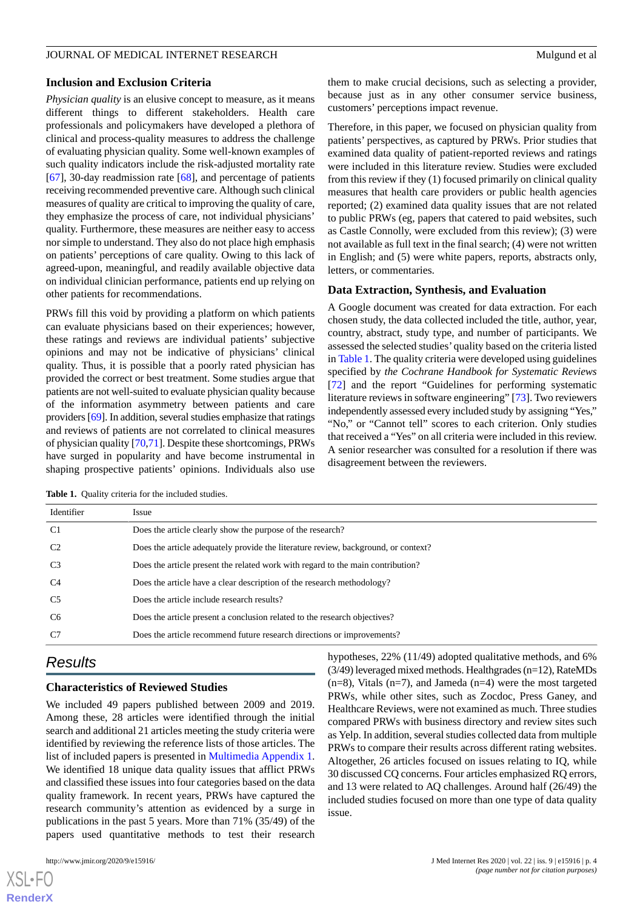### Inclusion and Exclusion Criteria

*Physician quality* is an elusive concept to measure, as it means different things to different stakeholders. Health care professionals and policymakers have developed a plethora of clinical and process-quality measures to address the challenge of evaluating physician quality. Some well-known examples of such quality indicators include the risk-adjusted mortality rate [67], 30-day readmission rate [68], and percentage of patients receiving recommended preventive care. Although such clinical measures of quality are critical to improving the quality of care, they emphasize the process of care, not individual physicians' quality. Furthermore, these measures are neither easy to access nor simple to understand. They also do not place high emphasis on patients' perceptions of care quality. Owing to this lack of agreed-upon, meaningful, and readily available objective data on individual clinician performance, patients end up relying on other patients for recommendations.

PRWs fill this void by providing a platform on which patients can evaluate physicians based on their experiences; however, these ratings and reviews are individual patients' subjective opinions and may not be indicative of physicians' clinical quality. Thus, it is possible that a poorly rated physician has provided the correct or best treatment. Some studies argue that patients are not well-suited to evaluate physician quality because of the information asymmetry between patients and care providers [69]. In addition, several studies emphasize that ratings and reviews of patients are not correlated to clinical measures of physician quality [70,71]. Despite these shortcomings, PRWs have surged in popularity and have become instrumental in shaping prospective patients' opinions. Individuals also use them to make crucial decisions, such as selecting a provider, because just as in any other consumer service business, customers' perceptions impact revenue.

Therefore, in this paper, we focused on physician quality from patients' perspectives, as captured by PRWs. Prior studies that examined data quality of patient-reported reviews and ratings were included in this literature review. Studies were excluded from this review if they (1) focused primarily on clinical quality measures that health care providers or public health agencies reported; (2) examined data quality issues that are not related to public PRWs (eg, papers that catered to paid websites, such as Castle Connolly, were excluded from this review); (3) were not available as full text in the final search; (4) were not written in English; and (5) were white papers, reports, abstracts only, letters, or commentaries.

### Data Extraction, Synthesis, and Evaluation

A Google document was created for data extraction. For each chosen study, the data collected included the title, author, year, country, abstract, study type, and number of participants. We assessed the selected studies' quality based on the criteria listed in Table 1. The quality criteria were developed using guidelines specified by *the Cochrane Handbook for Systematic Reviews* [72] and the report "Guidelines for performing systematic literature reviews in software engineering" [73]. Two reviewers independently assessed every included study by assigning "Yes," "No," or "Cannot tell" scores to each criterion. Only studies that received a "Yes" on all criteria were included in this review. A senior researcher was consulted for a resolution if there was disagreement between the reviewers.

**Table 1.** Quality criteria for the included studies.

| Identifier | Issue |
|---|---|
| C1 | Does the article clearly show the purpose of the research? |
| C2 | Does the article adequately provide the literature review, background, or context? |
| C3 | Does the article present the related work with regard to the main contribution? |
| C4 | Does the article have a clear description of the research methodology? |
| C5 | Does the article include research results? |
| C6 | Does the article present a conclusion related to the research objectives? |
| C7 | Does the article recommend future research directions or improvements? |

## Results

### Characteristics of Reviewed Studies

We included 49 papers published between 2009 and 2019. Among these, 28 articles were identified through the initial search and additional 21 articles meeting the study criteria were identified by reviewing the reference lists of those articles. The list of included papers is presented in Multimedia Appendix 1. We identified 18 unique data quality issues that afflict PRWs and classified these issues into four categories based on the data quality framework. In recent years, PRWs have captured the research community's attention as evidenced by a surge in publications in the past 5 years. More than 71% (35/49) of the papers used quantitative methods to test their research hypotheses, 22% (11/49) adopted qualitative methods, and 6% (3/49) leveraged mixed methods. Healthgrades (n=12), RateMDs (n=8), Vitals (n=7), and Jameda (n=4) were the most targeted PRWs, while other sites, such as Zocdoc, Press Ganey, and Healthcare Reviews, were not examined as much. Three studies compared PRWs with business directory and review sites such as Yelp. In addition, several studies collected data from multiple PRWs to compare their results across different rating websites. Altogether, 26 articles focused on issues relating to IQ, while 30 discussed CQ concerns. Four articles emphasized RQ errors, and 13 were related to AQ challenges. Around half (26/49) the included studies focused on more than one type of data quality issue.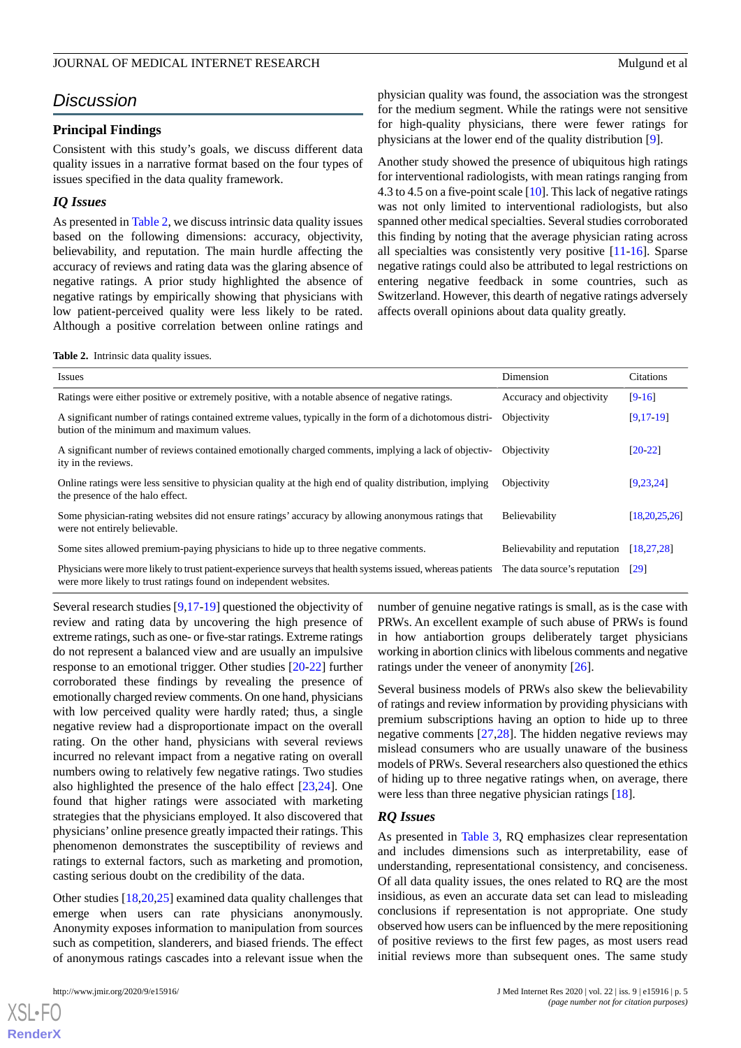## Discussion

### Principal Findings

Consistent with this study's goals, we discuss different data quality issues in a narrative format based on the four types of issues specified in the data quality framework.

### *IQ Issues*

As presented in Table 2, we discuss intrinsic data quality issues based on the following dimensions: accuracy, objectivity, believability, and reputation. The main hurdle affecting the accuracy of reviews and rating data was the glaring absence of negative ratings. A prior study highlighted the absence of negative ratings by empirically showing that physicians with low patient-perceived quality were less likely to be rated. Although a positive correlation between online ratings and physician quality was found, the association was the strongest for the medium segment. While the ratings were not sensitive for high-quality physicians, there were fewer ratings for physicians at the lower end of the quality distribution [9].

Another study showed the presence of ubiquitous high ratings for interventional radiologists, with mean ratings ranging from 4.3 to 4.5 on a five-point scale [10]. This lack of negative ratings was not only limited to interventional radiologists, but also spanned other medical specialties. Several studies corroborated this finding by noting that the average physician rating across all specialties was consistently very positive [11-16]. Sparse negative ratings could also be attributed to legal restrictions on entering negative feedback in some countries, such as Switzerland. However, this dearth of negative ratings adversely affects overall opinions about data quality greatly.

**Table 2.** Intrinsic data quality issues.

| Issues | Dimension | Citations |
|---|---|---|
| Ratings were either positive or extremely positive, with a notable absence of negative ratings. | Accuracy and objectivity | [9-16] |
| A significant number of ratings contained extreme values, typically in the form of a dichotomous distribution of the minimum and maximum values. | Objectivity | [9,17-19] |
| A significant number of reviews contained emotionally charged comments, implying a lack of objectivity in the reviews. | Objectivity | [20-22] |
| Online ratings were less sensitive to physician quality at the high end of quality distribution, implying the presence of the halo effect. | Objectivity | [9,23,24] |
| Some physician-rating websites did not ensure ratings' accuracy by allowing anonymous ratings that were not entirely believable. | Believability | [18,20,25,26] |
| Some sites allowed premium-paying physicians to hide up to three negative comments. | Believability and reputation | [18,27,28] |
| Physicians were more likely to trust patient-experience surveys that health systems issued, whereas patients were more likely to trust ratings found on independent websites. | The data source's reputation | [29] |

Several research studies [9,17-19] questioned the objectivity of review and rating data by uncovering the high presence of extreme ratings, such as one- or five-star ratings. Extreme ratings do not represent a balanced view and are usually an impulsive response to an emotional trigger. Other studies [20-22] further corroborated these findings by revealing the presence of emotionally charged review comments. On one hand, physicians with low perceived quality were hardly rated; thus, a single negative review had a disproportionate impact on the overall rating. On the other hand, physicians with several reviews incurred no relevant impact from a negative rating on overall numbers owing to relatively few negative ratings. Two studies also highlighted the presence of the halo effect [23,24]. One found that higher ratings were associated with marketing strategies that the physicians employed. It also discovered that physicians' online presence greatly impacted their ratings. This phenomenon demonstrates the susceptibility of reviews and ratings to external factors, such as marketing and promotion, casting serious doubt on the credibility of the data.

Other studies [18,20,25] examined data quality challenges that emerge when users can rate physicians anonymously. Anonymity exposes information to manipulation from sources such as competition, slanderers, and biased friends. The effect of anonymous ratings cascades into a relevant issue when the number of genuine negative ratings is small, as is the case with PRWs. An excellent example of such abuse of PRWs is found in how antiabortion groups deliberately target physicians working in abortion clinics with libelous comments and negative ratings under the veneer of anonymity [26].

Several business models of PRWs also skew the believability of ratings and review information by providing physicians with premium subscriptions having an option to hide up to three negative comments [27,28]. The hidden negative reviews may mislead consumers who are usually unaware of the business models of PRWs. Several researchers also questioned the ethics of hiding up to three negative ratings when, on average, there were less than three negative physician ratings [18].

### *RQ Issues*

As presented in Table 3, RQ emphasizes clear representation and includes dimensions such as interpretability, ease of understanding, representational consistency, and conciseness. Of all data quality issues, the ones related to RQ are the most insidious, as even an accurate data set can lead to misleading conclusions if representation is not appropriate. One study observed how users can be influenced by the mere repositioning of positive reviews to the first few pages, as most users read initial reviews more than subsequent ones. The same study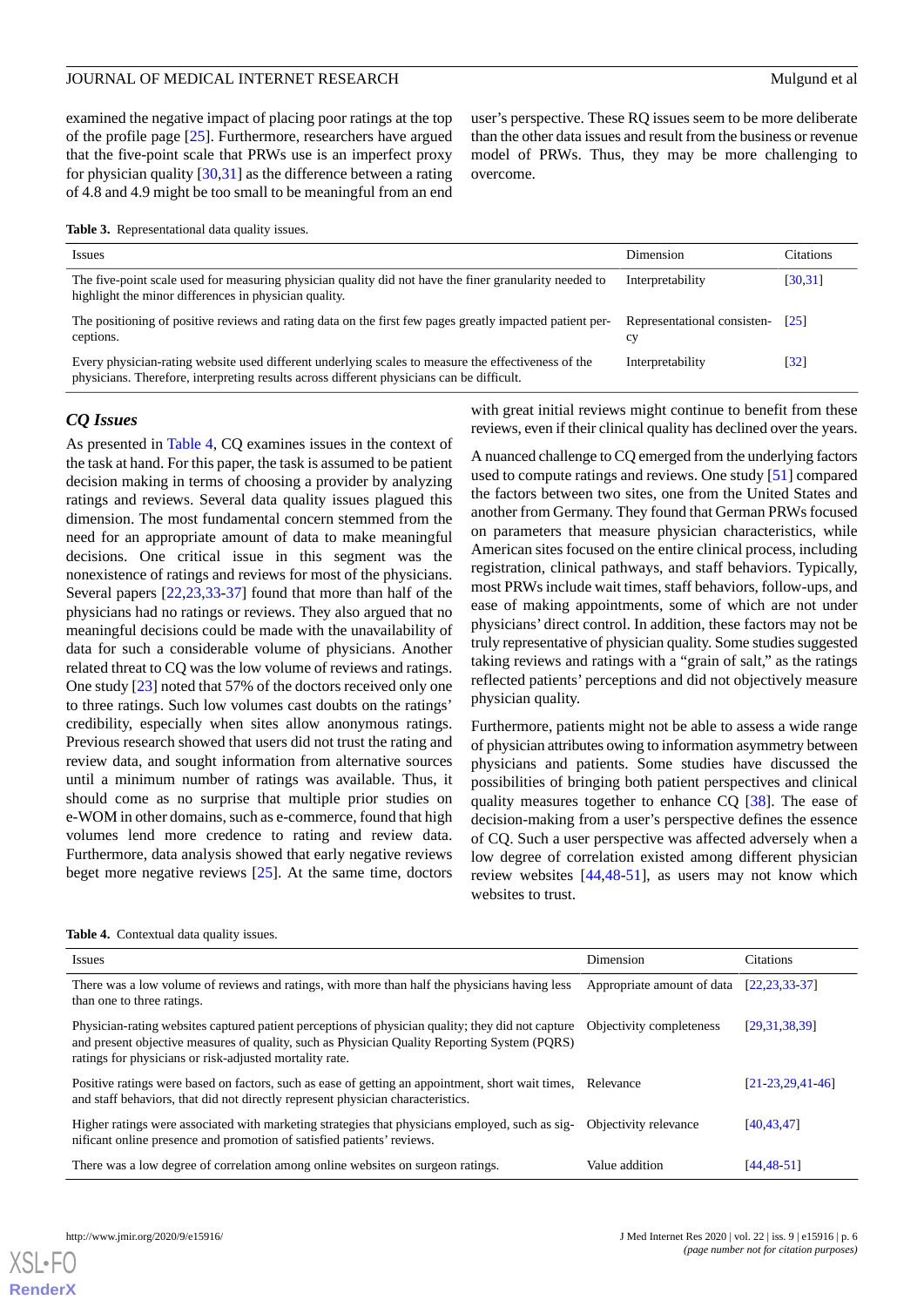examined the negative impact of placing poor ratings at the top of the profile page [25]. Furthermore, researchers have argued that the five-point scale that PRWs use is an imperfect proxy for physician quality [30,31] as the difference between a rating of 4.8 and 4.9 might be too small to be meaningful from an end user's perspective. These RQ issues seem to be more deliberate than the other data issues and result from the business or revenue model of PRWs. Thus, they may be more challenging to overcome.

**Table 3.** Representational data quality issues.

| Issues | Dimension | Citations |
| --- | --- | --- |
| The five-point scale used for measuring physician quality did not have the finer granularity needed to highlight the minor differences in physician quality. | Interpretability | [30,31] |
| The positioning of positive reviews and rating data on the first few pages greatly impacted patient perceptions. | Representational consistency | [25] |
| Every physician-rating website used different underlying scales to measure the effectiveness of the physicians. Therefore, interpreting results across different physicians can be difficult. | Interpretability | [32] |

### *CQ Issues*

As presented in Table 4, CQ examines issues in the context of the task at hand. For this paper, the task is assumed to be patient decision making in terms of choosing a provider by analyzing ratings and reviews. Several data quality issues plagued this dimension. The most fundamental concern stemmed from the need for an appropriate amount of data to make meaningful decisions. One critical issue in this segment was the nonexistence of ratings and reviews for most of the physicians. Several papers [22,23,33-37] found that more than half of the physicians had no ratings or reviews. They also argued that no meaningful decisions could be made with the unavailability of data for such a considerable volume of physicians. Another related threat to CQ was the low volume of reviews and ratings. One study [23] noted that 57% of the doctors received only one to three ratings. Such low volumes cast doubts on the ratings' credibility, especially when sites allow anonymous ratings. Previous research showed that users did not trust the rating and review data, and sought information from alternative sources until a minimum number of ratings was available. Thus, it should come as no surprise that multiple prior studies on e-WOM in other domains, such as e-commerce, found that high volumes lend more credence to rating and review data. Furthermore, data analysis showed that early negative reviews beget more negative reviews [25]. At the same time, doctors with great initial reviews might continue to benefit from these reviews, even if their clinical quality has declined over the years.

A nuanced challenge to CQ emerged from the underlying factors used to compute ratings and reviews. One study [51] compared the factors between two sites, one from the United States and another from Germany. They found that German PRWs focused on parameters that measure physician characteristics, while American sites focused on the entire clinical process, including registration, clinical pathways, and staff behaviors. Typically, most PRWs include wait times, staff behaviors, follow-ups, and ease of making appointments, some of which are not under physicians' direct control. In addition, these factors may not be truly representative of physician quality. Some studies suggested taking reviews and ratings with a "grain of salt," as the ratings reflected patients' perceptions and did not objectively measure physician quality.

Furthermore, patients might not be able to assess a wide range of physician attributes owing to information asymmetry between physicians and patients. Some studies have discussed the possibilities of bringing both patient perspectives and clinical quality measures together to enhance CQ [38]. The ease of decision-making from a user's perspective defines the essence of CQ. Such a user perspective was affected adversely when a low degree of correlation existed among different physician review websites [44,48-51], as users may not know which websites to trust.

**Table 4.** Contextual data quality issues.

| Issues | Dimension | Citations |
| --- | --- | --- |
| There was a low volume of reviews and ratings, with more than half the physicians having less than one to three ratings. | Appropriate amount of data | [22,23,33-37] |
| Physician-rating websites captured patient perceptions of physician quality; they did not capture and present objective measures of quality, such as Physician Quality Reporting System (PQRS) ratings for physicians or risk-adjusted mortality rate. | Objectivity completeness | [29,31,38,39] |
| Positive ratings were based on factors, such as ease of getting an appointment, short wait times, and staff behaviors, that did not directly represent physician characteristics. | Relevance | [21-23,29,41-46] |
| Higher ratings were associated with marketing strategies that physicians employed, such as significant online presence and promotion of satisfied patients' reviews. | Objectivity relevance | [40,43,47] |
| There was a low degree of correlation among online websites on surgeon ratings. | Value addition | [44,48-51] |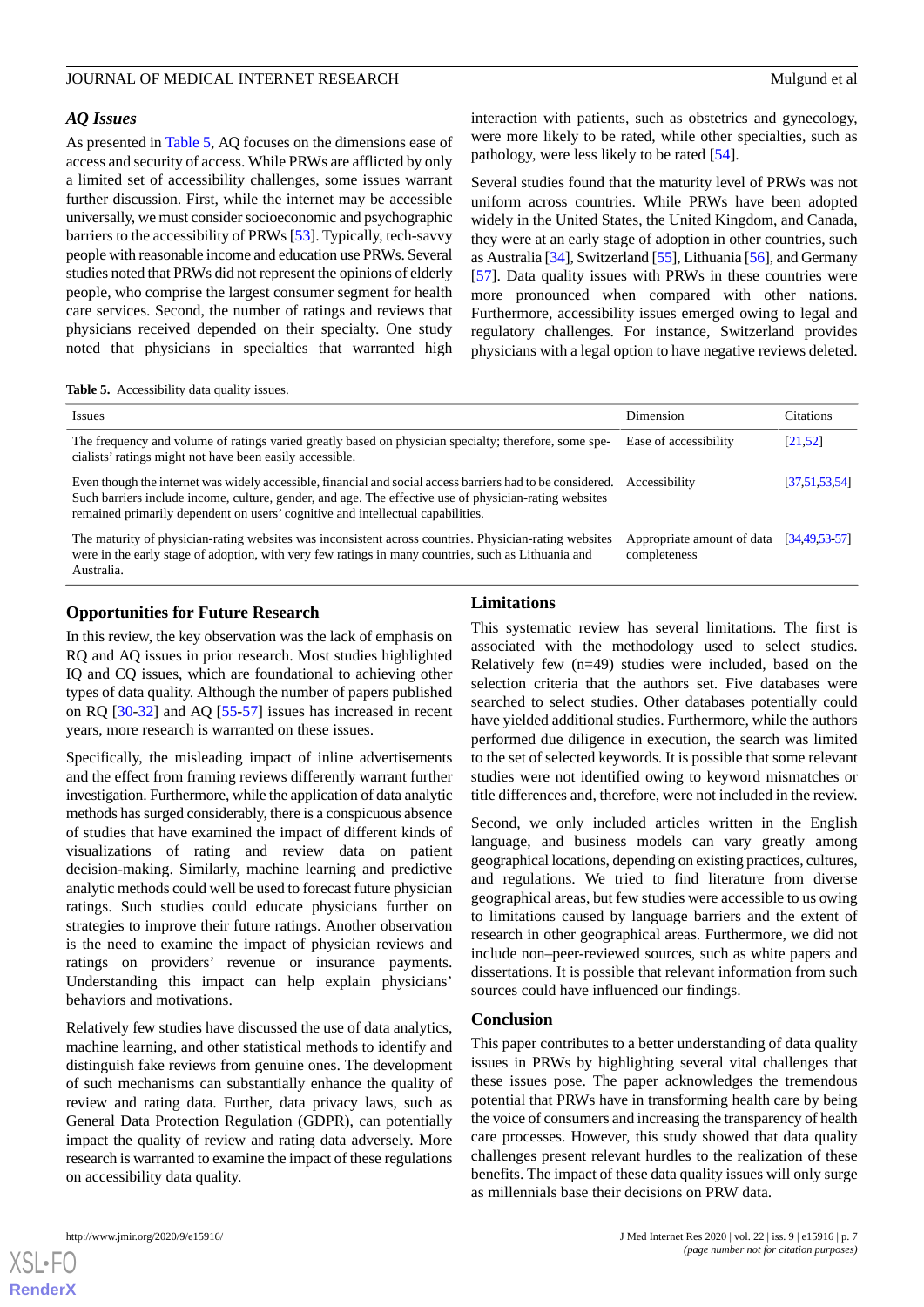### AQ Issues

As presented in Table 5, AQ focuses on the dimensions ease of access and security of access. While PRWs are afflicted by only a limited set of accessibility challenges, some issues warrant further discussion. First, while the internet may be accessible universally, we must consider socioeconomic and psychographic barriers to the accessibility of PRWs [53]. Typically, tech-savvy people with reasonable income and education use PRWs. Several studies noted that PRWs did not represent the opinions of elderly people, who comprise the largest consumer segment for health care services. Second, the number of ratings and reviews that physicians received depended on their specialty. One study noted that physicians in specialties that warranted high interaction with patients, such as obstetrics and gynecology, were more likely to be rated, while other specialties, such as pathology, were less likely to be rated [54].

Several studies found that the maturity level of PRWs was not uniform across countries. While PRWs have been adopted widely in the United States, the United Kingdom, and Canada, they were at an early stage of adoption in other countries, such as Australia [34], Switzerland [55], Lithuania [56], and Germany [57]. Data quality issues with PRWs in these countries were more pronounced when compared with other nations. Furthermore, accessibility issues emerged owing to legal and regulatory challenges. For instance, Switzerland provides physicians with a legal option to have negative reviews deleted.

**Table 5.** Accessibility data quality issues.

| Issues | Dimension | Citations |
|---|---|---|
| The frequency and volume of ratings varied greatly based on physician specialty; therefore, some specialists' ratings might not have been easily accessible. | Ease of accessibility | [21,52] |
| Even though the internet was widely accessible, financial and social access barriers had to be considered. Such barriers include income, culture, gender, and age. The effective use of physician-rating websites remained primarily dependent on users' cognitive and intellectual capabilities. | Accessibility | [37,51,53,54] |
| The maturity of physician-rating websites was inconsistent across countries. Physician-rating websites were in the early stage of adoption, with very few ratings in many countries, such as Lithuania and Australia. | Appropriate amount of data completeness | [34,49,53-57] |

### Opportunities for Future Research

In this review, the key observation was the lack of emphasis on RQ and AQ issues in prior research. Most studies highlighted IQ and CQ issues, which are foundational to achieving other types of data quality. Although the number of papers published on RQ [30-32] and AQ [55-57] issues has increased in recent years, more research is warranted on these issues.

Specifically, the misleading impact of inline advertisements and the effect from framing reviews differently warrant further investigation. Furthermore, while the application of data analytic methods has surged considerably, there is a conspicuous absence of studies that have examined the impact of different kinds of visualizations of rating and review data on patient decision-making. Similarly, machine learning and predictive analytic methods could well be used to forecast future physician ratings. Such studies could educate physicians further on strategies to improve their future ratings. Another observation is the need to examine the impact of physician reviews and ratings on providers' revenue or insurance payments. Understanding this impact can help explain physicians' behaviors and motivations.

Relatively few studies have discussed the use of data analytics, machine learning, and other statistical methods to identify and distinguish fake reviews from genuine ones. The development of such mechanisms can substantially enhance the quality of review and rating data. Further, data privacy laws, such as General Data Protection Regulation (GDPR), can potentially impact the quality of review and rating data adversely. More research is warranted to examine the impact of these regulations on accessibility data quality.

### Limitations

This systematic review has several limitations. The first is associated with the methodology used to select studies. Relatively few (n=49) studies were included, based on the selection criteria that the authors set. Five databases were searched to select studies. Other databases potentially could have yielded additional studies. Furthermore, while the authors performed due diligence in execution, the search was limited to the set of selected keywords. It is possible that some relevant studies were not identified owing to keyword mismatches or title differences and, therefore, were not included in the review.

Second, we only included articles written in the English language, and business models can vary greatly among geographical locations, depending on existing practices, cultures, and regulations. We tried to find literature from diverse geographical areas, but few studies were accessible to us owing to limitations caused by language barriers and the extent of research in other geographical areas. Furthermore, we did not include non–peer-reviewed sources, such as white papers and dissertations. It is possible that relevant information from such sources could have influenced our findings.

### Conclusion

This paper contributes to a better understanding of data quality issues in PRWs by highlighting several vital challenges that these issues pose. The paper acknowledges the tremendous potential that PRWs have in transforming health care by being the voice of consumers and increasing the transparency of health care processes. However, this study showed that data quality challenges present relevant hurdles to the realization of these benefits. The impact of these data quality issues will only surge as millennials base their decisions on PRW data.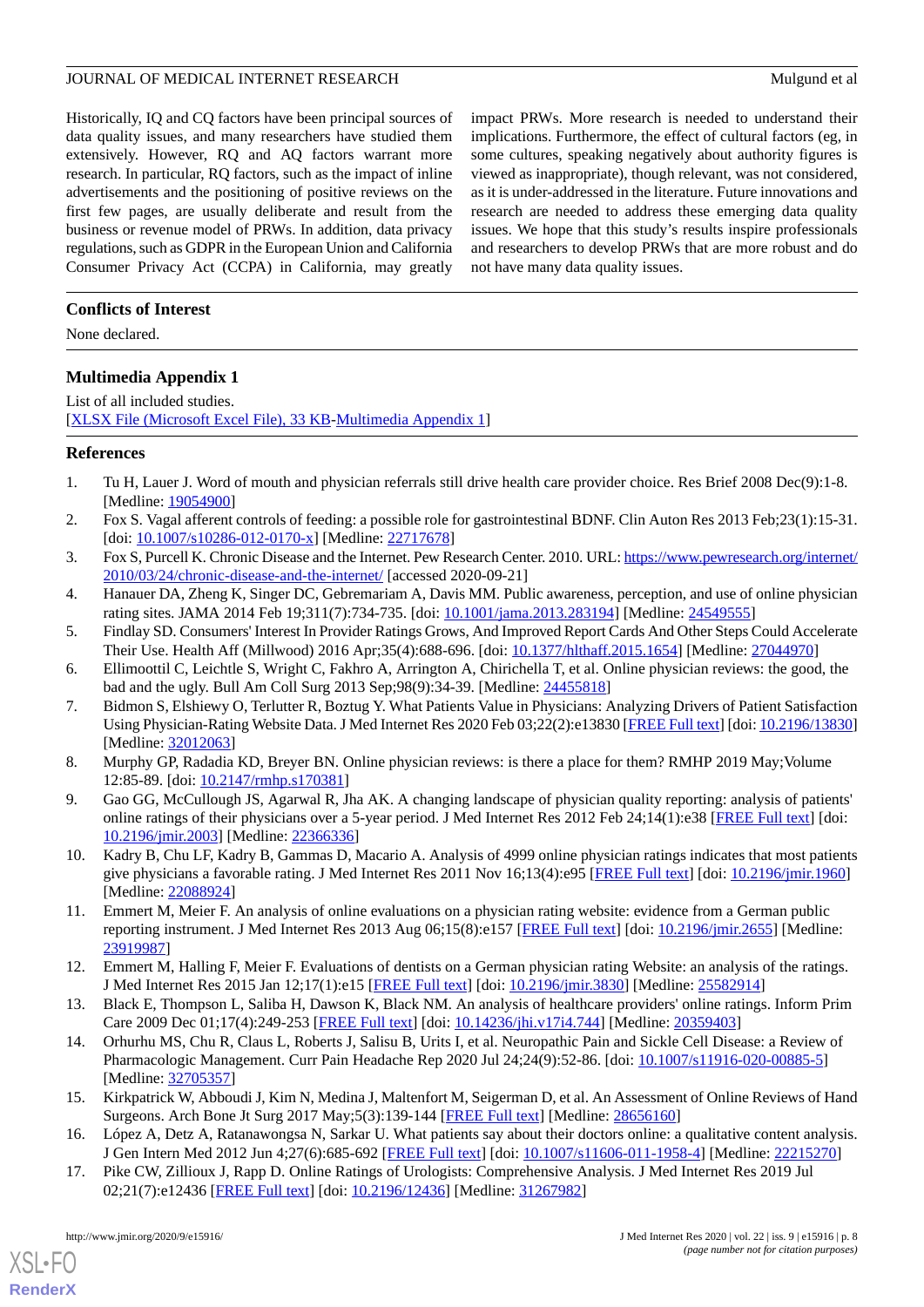Historically, IQ and CQ factors have been principal sources of data quality issues, and many researchers have studied them extensively. However, RQ and AQ factors warrant more research. In particular, RQ factors, such as the impact of inline advertisements and the positioning of positive reviews on the first few pages, are usually deliberate and result from the business or revenue model of PRWs. In addition, data privacy regulations, such as GDPR in the European Union and California Consumer Privacy Act (CCPA) in California, may greatly impact PRWs. More research is needed to understand their implications. Furthermore, the effect of cultural factors (eg, in some cultures, speaking negatively about authority figures is viewed as inappropriate), though relevant, was not considered, as it is under-addressed in the literature. Future innovations and research are needed to address these emerging data quality issues. We hope that this study's results inspire professionals and researchers to develop PRWs that are more robust and do not have many data quality issues.

## Conflicts of Interest

None declared.

## Multimedia Appendix 1

List of all included studies.
[XLSX File (Microsoft Excel File), 33 KB-Multimedia Appendix 1]

## References

1. Tu H, Lauer J. Word of mouth and physician referrals still drive health care provider choice. Res Brief 2008 Dec(9):1-8. [Medline: 19054900]
2. Fox S. Vagal afferent controls of feeding: a possible role for gastrointestinal BDNF. Clin Auton Res 2013 Feb;23(1):15-31. [doi: 10.1007/s10286-012-0170-x] [Medline: 22717678]
3. Fox S, Purcell K. Chronic Disease and the Internet. Pew Research Center. 2010. URL: https://www.pewresearch.org/internet/2010/03/24/chronic-disease-and-the-internet/ [accessed 2020-09-21]
4. Hanauer DA, Zheng K, Singer DC, Gebremariam A, Davis MM. Public awareness, perception, and use of online physician rating sites. JAMA 2014 Feb 19;311(7):734-735. [doi: 10.1001/jama.2013.283194] [Medline: 24549555]
5. Findlay SD. Consumers' Interest In Provider Ratings Grows, And Improved Report Cards And Other Steps Could Accelerate Their Use. Health Aff (Millwood) 2016 Apr;35(4):688-696. [doi: 10.1377/hlthaff.2015.1654] [Medline: 27044970]
6. Ellimoottil C, Leichtle S, Wright C, Fakhro A, Arrington A, Chirichella T, et al. Online physician reviews: the good, the bad and the ugly. Bull Am Coll Surg 2013 Sep;98(9):34-39. [Medline: 24455818]
7. Bidmon S, Elshiewy O, Terlutter R, Boztug Y. What Patients Value in Physicians: Analyzing Drivers of Patient Satisfaction Using Physician-Rating Website Data. J Med Internet Res 2020 Feb 03;22(2):e13830 [FREE Full text] [doi: 10.2196/13830] [Medline: 32012063]
8. Murphy GP, Radadia KD, Breyer BN. Online physician reviews: is there a place for them? RMHP 2019 May;Volume 12:85-89. [doi: 10.2147/rmhp.s170381]
9. Gao GG, McCullough JS, Agarwal R, Jha AK. A changing landscape of physician quality reporting: analysis of patients' online ratings of their physicians over a 5-year period. J Med Internet Res 2012 Feb 24;14(1):e38 [FREE Full text] [doi: 10.2196/jmir.2003] [Medline: 22366336]
10. Kadry B, Chu LF, Kadry B, Gammas D, Macario A. Analysis of 4999 online physician ratings indicates that most patients give physicians a favorable rating. J Med Internet Res 2011 Nov 16;13(4):e95 [FREE Full text] [doi: 10.2196/jmir.1960] [Medline: 22088924]
11. Emmert M, Meier F. An analysis of online evaluations on a physician rating website: evidence from a German public reporting instrument. J Med Internet Res 2013 Aug 06;15(8):e157 [FREE Full text] [doi: 10.2196/jmir.2655] [Medline: 23919987]
12. Emmert M, Halling F, Meier F. Evaluations of dentists on a German physician rating Website: an analysis of the ratings. J Med Internet Res 2015 Jan 12;17(1):e15 [FREE Full text] [doi: 10.2196/jmir.3830] [Medline: 25582914]
13. Black E, Thompson L, Saliba H, Dawson K, Black NM. An analysis of healthcare providers' online ratings. Inform Prim Care 2009 Dec 01;17(4):249-253 [FREE Full text] [doi: 10.14236/jhi.v17i4.744] [Medline: 20359403]
14. Orhurhu MS, Chu R, Claus L, Roberts J, Salisu B, Urits I, et al. Neuropathic Pain and Sickle Cell Disease: a Review of Pharmacologic Management. Curr Pain Headache Rep 2020 Jul 24;24(9):52-86. [doi: 10.1007/s11916-020-00885-5] [Medline: 32705357]
15. Kirkpatrick W, Abboudi J, Kim N, Medina J, Maltenfort M, Seigerman D, et al. An Assessment of Online Reviews of Hand Surgeons. Arch Bone Jt Surg 2017 May;5(3):139-144 [FREE Full text] [Medline: 28656160]
16. López A, Detz A, Ratanawongsa N, Sarkar U. What patients say about their doctors online: a qualitative content analysis. J Gen Intern Med 2012 Jun 4;27(6):685-692 [FREE Full text] [doi: 10.1007/s11606-011-1958-4] [Medline: 22215270]
17. Pike CW, Zillioux J, Rapp D. Online Ratings of Urologists: Comprehensive Analysis. J Med Internet Res 2019 Jul 02;21(7):e12436 [FREE Full text] [doi: 10.2196/12436] [Medline: 31267982]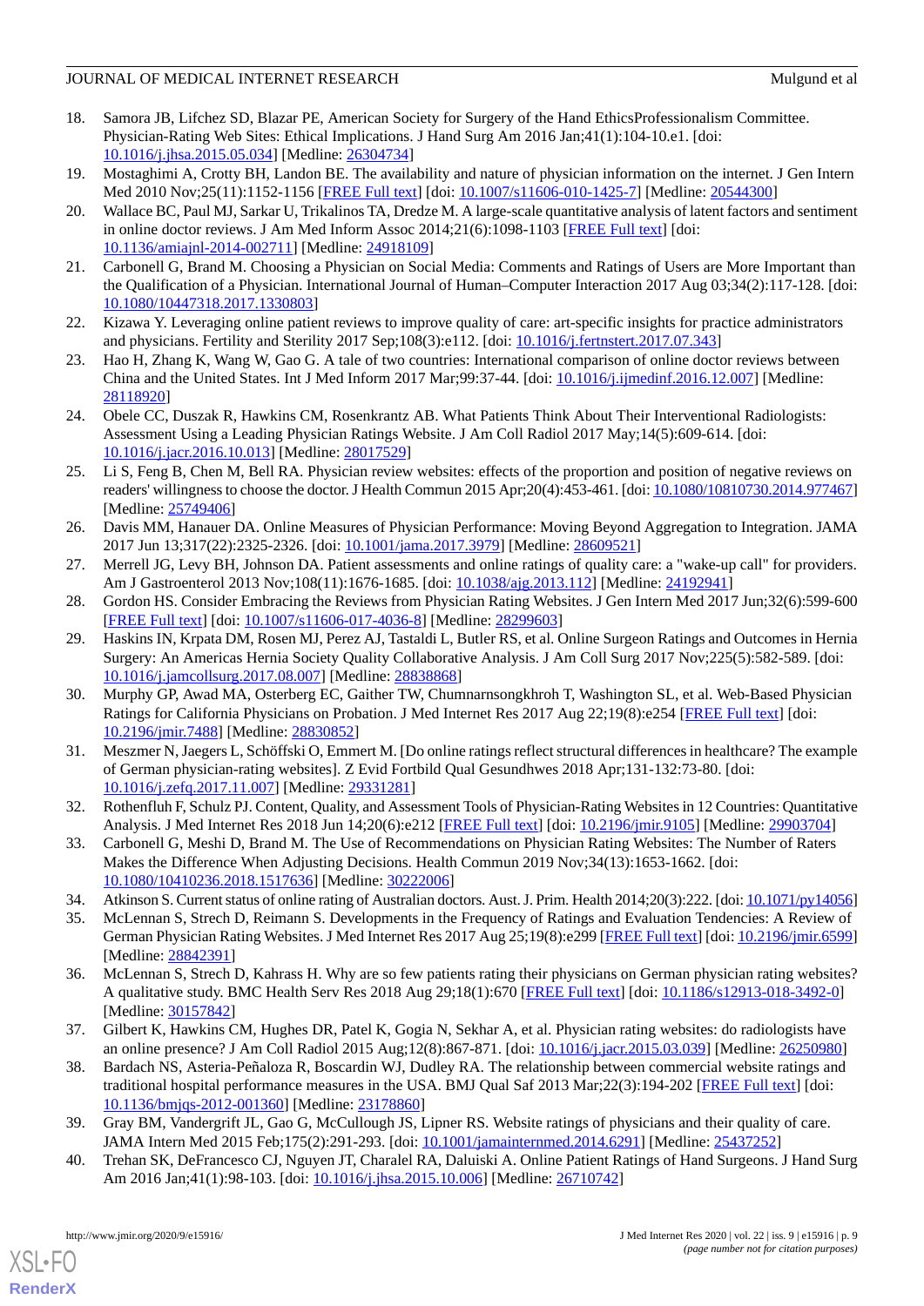18. Samora JB, Lifchez SD, Blazar PE, American Society for Surgery of the Hand EthicsProfessionalism Committee. Physician-Rating Web Sites: Ethical Implications. J Hand Surg Am 2016 Jan;41(1):104-10.e1. [doi: 10.1016/j.jhsa.2015.05.034] [Medline: 26304734]
19. Mostaghimi A, Crotty BH, Landon BE. The availability and nature of physician information on the internet. J Gen Intern Med 2010 Nov;25(11):1152-1156 [FREE Full text] [doi: 10.1007/s11606-010-1425-7] [Medline: 20544300]
20. Wallace BC, Paul MJ, Sarkar U, Trikalinos TA, Dredze M. A large-scale quantitative analysis of latent factors and sentiment in online doctor reviews. J Am Med Inform Assoc 2014;21(6):1098-1103 [FREE Full text] [doi: 10.1136/amiajnl-2014-002711] [Medline: 24918109]
21. Carbonell G, Brand M. Choosing a Physician on Social Media: Comments and Ratings of Users are More Important than the Qualification of a Physician. International Journal of Human–Computer Interaction 2017 Aug 03;34(2):117-128. [doi: 10.1080/10447318.2017.1330803]
22. Kizawa Y. Leveraging online patient reviews to improve quality of care: art-specific insights for practice administrators and physicians. Fertility and Sterility 2017 Sep;108(3):e112. [doi: 10.1016/j.fertnstert.2017.07.343]
23. Hao H, Zhang K, Wang W, Gao G. A tale of two countries: International comparison of online doctor reviews between China and the United States. Int J Med Inform 2017 Mar;99:37-44. [doi: 10.1016/j.ijmedinf.2016.12.007] [Medline: 28118920]
24. Obele CC, Duszak R, Hawkins CM, Rosenkrantz AB. What Patients Think About Their Interventional Radiologists: Assessment Using a Leading Physician Ratings Website. J Am Coll Radiol 2017 May;14(5):609-614. [doi: 10.1016/j.jacr.2016.10.013] [Medline: 28017529]
25. Li S, Feng B, Chen M, Bell RA. Physician review websites: effects of the proportion and position of negative reviews on readers' willingness to choose the doctor. J Health Commun 2015 Apr;20(4):453-461. [doi: 10.1080/10810730.2014.977467] [Medline: 25749406]
26. Davis MM, Hanauer DA. Online Measures of Physician Performance: Moving Beyond Aggregation to Integration. JAMA 2017 Jun 13;317(22):2325-2326. [doi: 10.1001/jama.2017.3979] [Medline: 28609521]
27. Merrell JG, Levy BH, Johnson DA. Patient assessments and online ratings of quality care: a "wake-up call" for providers. Am J Gastroenterol 2013 Nov;108(11):1676-1685. [doi: 10.1038/ajg.2013.112] [Medline: 24192941]
28. Gordon HS. Consider Embracing the Reviews from Physician Rating Websites. J Gen Intern Med 2017 Jun;32(6):599-600 [FREE Full text] [doi: 10.1007/s11606-017-4036-8] [Medline: 28299603]
29. Haskins IN, Krpata DM, Rosen MJ, Perez AJ, Tastaldi L, Butler RS, et al. Online Surgeon Ratings and Outcomes in Hernia Surgery: An Americas Hernia Society Quality Collaborative Analysis. J Am Coll Surg 2017 Nov;225(5):582-589. [doi: 10.1016/j.jamcollsurg.2017.08.007] [Medline: 28838868]
30. Murphy GP, Awad MA, Osterberg EC, Gaither TW, Chumnarnsongkhroh T, Washington SL, et al. Web-Based Physician Ratings for California Physicians on Probation. J Med Internet Res 2017 Aug 22;19(8):e254 [FREE Full text] [doi: 10.2196/jmir.7488] [Medline: 28830852]
31. Meszmer N, Jaegers L, Schöffski O, Emmert M. [Do online ratings reflect structural differences in healthcare? The example of German physician-rating websites]. Z Evid Fortbild Qual Gesundhwes 2018 Apr;131-132:73-80. [doi: 10.1016/j.zefq.2017.11.007] [Medline: 29331281]
32. Rothenfluh F, Schulz PJ. Content, Quality, and Assessment Tools of Physician-Rating Websites in 12 Countries: Quantitative Analysis. J Med Internet Res 2018 Jun 14;20(6):e212 [FREE Full text] [doi: 10.2196/jmir.9105] [Medline: 29903704]
33. Carbonell G, Meshi D, Brand M. The Use of Recommendations on Physician Rating Websites: The Number of Raters Makes the Difference When Adjusting Decisions. Health Commun 2019 Nov;34(13):1653-1662. [doi: 10.1080/10410236.2018.1517636] [Medline: 30222006]
34. Atkinson S. Current status of online rating of Australian doctors. Aust. J. Prim. Health 2014;20(3):222. [doi: 10.1071/py14056]
35. McLennan S, Strech D, Reimann S. Developments in the Frequency of Ratings and Evaluation Tendencies: A Review of German Physician Rating Websites. J Med Internet Res 2017 Aug 25;19(8):e299 [FREE Full text] [doi: 10.2196/jmir.6599] [Medline: 28842391]
36. McLennan S, Strech D, Kahrass H. Why are so few patients rating their physicians on German physician rating websites? A qualitative study. BMC Health Serv Res 2018 Aug 29;18(1):670 [FREE Full text] [doi: 10.1186/s12913-018-3492-0] [Medline: 30157842]
37. Gilbert K, Hawkins CM, Hughes DR, Patel K, Gogia N, Sekhar A, et al. Physician rating websites: do radiologists have an online presence? J Am Coll Radiol 2015 Aug;12(8):867-871. [doi: 10.1016/j.jacr.2015.03.039] [Medline: 26250980]
38. Bardach NS, Asteria-Peñaloza R, Boscardin WJ, Dudley RA. The relationship between commercial website ratings and traditional hospital performance measures in the USA. BMJ Qual Saf 2013 Mar;22(3):194-202 [FREE Full text] [doi: 10.1136/bmjqs-2012-001360] [Medline: 23178860]
39. Gray BM, Vandergrift JL, Gao G, McCullough JS, Lipner RS. Website ratings of physicians and their quality of care. JAMA Intern Med 2015 Feb;175(2):291-293. [doi: 10.1001/jamainternmed.2014.6291] [Medline: 25437252]
40. Trehan SK, DeFrancesco CJ, Nguyen JT, Charalel RA, Daluiski A. Online Patient Ratings of Hand Surgeons. J Hand Surg Am 2016 Jan;41(1):98-103. [doi: 10.1016/j.jhsa.2015.10.006] [Medline: 26710742]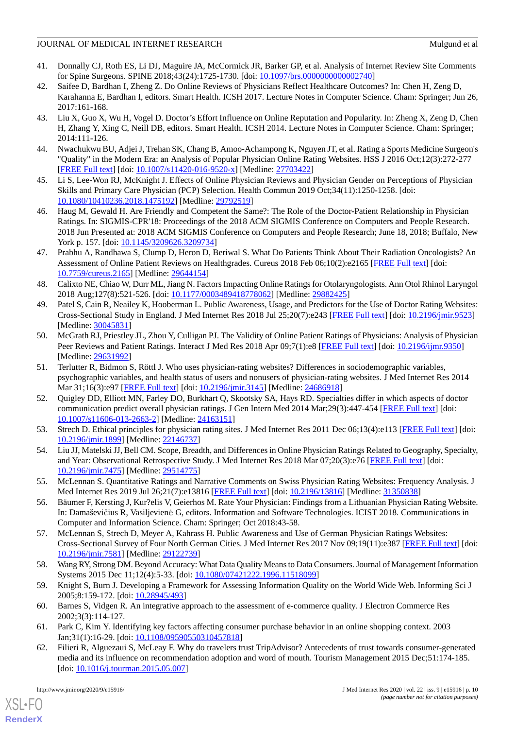41. Donnally CJ, Roth ES, Li DJ, Maguire JA, McCormick JR, Barker GP, et al. Analysis of Internet Review Site Comments for Spine Surgeons. SPINE 2018;43(24):1725-1730. [doi: 10.1097/brs.0000000000002740]
42. Saifee D, Bardhan I, Zheng Z. Do Online Reviews of Physicians Reflect Healthcare Outcomes? In: Chen H, Zeng D, Karahanna E, Bardhan I, editors. Smart Health. ICSH 2017. Lecture Notes in Computer Science. Cham: Springer; Jun 26, 2017:161-168.
43. Liu X, Guo X, Wu H, Vogel D. Doctor's Effort Influence on Online Reputation and Popularity. In: Zheng X, Zeng D, Chen H, Zhang Y, Xing C, Neill DB, editors. Smart Health. ICSH 2014. Lecture Notes in Computer Science. Cham: Springer; 2014:111-126.
44. Nwachukwu BU, Adjei J, Trehan SK, Chang B, Amoo-Achampong K, Nguyen JT, et al. Rating a Sports Medicine Surgeon's "Quality" in the Modern Era: an Analysis of Popular Physician Online Rating Websites. HSS J 2016 Oct;12(3):272-277 [FREE Full text] [doi: 10.1007/s11420-016-9520-x] [Medline: 27703422]
45. Li S, Lee-Won RJ, McKnight J. Effects of Online Physician Reviews and Physician Gender on Perceptions of Physician Skills and Primary Care Physician (PCP) Selection. Health Commun 2019 Oct;34(11):1250-1258. [doi: 10.1080/10410236.2018.1475192] [Medline: 29792519]
46. Haug M, Gewald H. Are Friendly and Competent the Same?: The Role of the Doctor-Patient Relationship in Physician Ratings. In: SIGMIS-CPR'18: Proceedings of the 2018 ACM SIGMIS Conference on Computers and People Research. 2018 Jun Presented at: 2018 ACM SIGMIS Conference on Computers and People Research; June 18, 2018; Buffalo, New York p. 157. [doi: 10.1145/3209626.3209734]
47. Prabhu A, Randhawa S, Clump D, Heron D, Beriwal S. What Do Patients Think About Their Radiation Oncologists? An Assessment of Online Patient Reviews on Healthgrades. Cureus 2018 Feb 06;10(2):e2165 [FREE Full text] [doi: 10.7759/cureus.2165] [Medline: 29644154]
48. Calixto NE, Chiao W, Durr ML, Jiang N. Factors Impacting Online Ratings for Otolaryngologists. Ann Otol Rhinol Laryngol 2018 Aug;127(8):521-526. [doi: 10.1177/0003489418778062] [Medline: 29882425]
49. Patel S, Cain R, Neailey K, Hooberman L. Public Awareness, Usage, and Predictors for the Use of Doctor Rating Websites: Cross-Sectional Study in England. J Med Internet Res 2018 Jul 25;20(7):e243 [FREE Full text] [doi: 10.2196/jmir.9523] [Medline: 30045831]
50. McGrath RJ, Priestley JL, Zhou Y, Culligan PJ. The Validity of Online Patient Ratings of Physicians: Analysis of Physician Peer Reviews and Patient Ratings. Interact J Med Res 2018 Apr 09;7(1):e8 [FREE Full text] [doi: 10.2196/ijmr.9350] [Medline: 29631992]
51. Terlutter R, Bidmon S, Röttl J. Who uses physician-rating websites? Differences in sociodemographic variables, psychographic variables, and health status of users and nonusers of physician-rating websites. J Med Internet Res 2014 Mar 31;16(3):e97 [FREE Full text] [doi: 10.2196/jmir.3145] [Medline: 24686918]
52. Quigley DD, Elliott MN, Farley DO, Burkhart Q, Skootsky SA, Hays RD. Specialties differ in which aspects of doctor communication predict overall physician ratings. J Gen Intern Med 2014 Mar;29(3):447-454 [FREE Full text] [doi: 10.1007/s11606-013-2663-2] [Medline: 24163151]
53. Strech D. Ethical principles for physician rating sites. J Med Internet Res 2011 Dec 06;13(4):e113 [FREE Full text] [doi: 10.2196/jmir.1899] [Medline: 22146737]
54. Liu JJ, Matelski JJ, Bell CM. Scope, Breadth, and Differences in Online Physician Ratings Related to Geography, Specialty, and Year: Observational Retrospective Study. J Med Internet Res 2018 Mar 07;20(3):e76 [FREE Full text] [doi: 10.2196/jmir.7475] [Medline: 29514775]
55. McLennan S. Quantitative Ratings and Narrative Comments on Swiss Physician Rating Websites: Frequency Analysis. J Med Internet Res 2019 Jul 26;21(7):e13816 [FREE Full text] [doi: 10.2196/13816] [Medline: 31350838]
56. Bäumer F, Kersting J, Kur?elis V, Geierhos M. Rate Your Physician: Findings from a Lithuanian Physician Rating Website. In: Damaševičius R, Vasiljevienė G, editors. Information and Software Technologies. ICIST 2018. Communications in Computer and Information Science. Cham: Springer; Oct 2018:43-58.
57. McLennan S, Strech D, Meyer A, Kahrass H. Public Awareness and Use of German Physician Ratings Websites: Cross-Sectional Survey of Four North German Cities. J Med Internet Res 2017 Nov 09;19(11):e387 [FREE Full text] [doi: 10.2196/jmir.7581] [Medline: 29122739]
58. Wang RY, Strong DM. Beyond Accuracy: What Data Quality Means to Data Consumers. Journal of Management Information Systems 2015 Dec 11;12(4):5-33. [doi: 10.1080/07421222.1996.11518099]
59. Knight S, Burn J. Developing a Framework for Assessing Information Quality on the World Wide Web. Informing Sci J 2005;8:159-172. [doi: 10.28945/493]
60. Barnes S, Vidgen R. An integrative approach to the assessment of e-commerce quality. J Electron Commerce Res 2002;3(3):114-127.
61. Park C, Kim Y. Identifying key factors affecting consumer purchase behavior in an online shopping context. 2003 Jan;31(1):16-29. [doi: 10.1108/09590550310457818]
62. Filieri R, Alguezaui S, McLeay F. Why do travelers trust TripAdvisor? Antecedents of trust towards consumer-generated media and its influence on recommendation adoption and word of mouth. Tourism Management 2015 Dec;51:174-185. [doi: 10.1016/j.tourman.2015.05.007]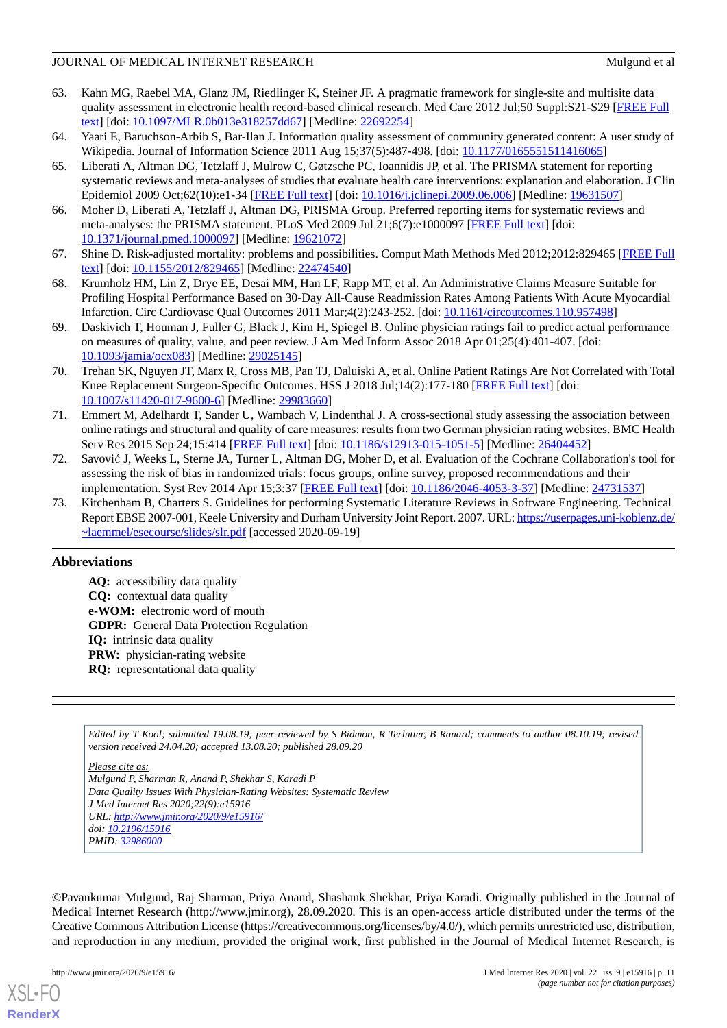63. Kahn MG, Raebel MA, Glanz JM, Riedlinger K, Steiner JF. A pragmatic framework for single-site and multisite data quality assessment in electronic health record-based clinical research. Med Care 2012 Jul;50 Suppl:S21-S29 [FREE Full text] [doi: 10.1097/MLR.0b013e318257dd67] [Medline: 22692254]
64. Yaari E, Baruchson-Arbib S, Bar-Ilan J. Information quality assessment of community generated content: A user study of Wikipedia. Journal of Information Science 2011 Aug 15;37(5):487-498. [doi: 10.1177/0165551511416065]
65. Liberati A, Altman DG, Tetzlaff J, Mulrow C, Gøtzsche PC, Ioannidis JP, et al. The PRISMA statement for reporting systematic reviews and meta-analyses of studies that evaluate health care interventions: explanation and elaboration. J Clin Epidemiol 2009 Oct;62(10):e1-34 [FREE Full text] [doi: 10.1016/j.jclinepi.2009.06.006] [Medline: 19631507]
66. Moher D, Liberati A, Tetzlaff J, Altman DG, PRISMA Group. Preferred reporting items for systematic reviews and meta-analyses: the PRISMA statement. PLoS Med 2009 Jul 21;6(7):e1000097 [FREE Full text] [doi: 10.1371/journal.pmed.1000097] [Medline: 19621072]
67. Shine D. Risk-adjusted mortality: problems and possibilities. Comput Math Methods Med 2012;2012:829465 [FREE Full text] [doi: 10.1155/2012/829465] [Medline: 22474540]
68. Krumholz HM, Lin Z, Drye EE, Desai MM, Han LF, Rapp MT, et al. An Administrative Claims Measure Suitable for Profiling Hospital Performance Based on 30-Day All-Cause Readmission Rates Among Patients With Acute Myocardial Infarction. Circ Cardiovasc Qual Outcomes 2011 Mar;4(2):243-252. [doi: 10.1161/circoutcomes.110.957498]
69. Daskivich T, Houman J, Fuller G, Black J, Kim H, Spiegel B. Online physician ratings fail to predict actual performance on measures of quality, value, and peer review. J Am Med Inform Assoc 2018 Apr 01;25(4):401-407. [doi: 10.1093/jamia/ocx083] [Medline: 29025145]
70. Trehan SK, Nguyen JT, Marx R, Cross MB, Pan TJ, Daluiski A, et al. Online Patient Ratings Are Not Correlated with Total Knee Replacement Surgeon-Specific Outcomes. HSS J 2018 Jul;14(2):177-180 [FREE Full text] [doi: 10.1007/s11420-017-9600-6] [Medline: 29983660]
71. Emmert M, Adelhardt T, Sander U, Wambach V, Lindenthal J. A cross-sectional study assessing the association between online ratings and structural and quality of care measures: results from two German physician rating websites. BMC Health Serv Res 2015 Sep 24;15:414 [FREE Full text] [doi: 10.1186/s12913-015-1051-5] [Medline: 26404452]
72. Savović J, Weeks L, Sterne JA, Turner L, Altman DG, Moher D, et al. Evaluation of the Cochrane Collaboration's tool for assessing the risk of bias in randomized trials: focus groups, online survey, proposed recommendations and their implementation. Syst Rev 2014 Apr 15;3:37 [FREE Full text] [doi: 10.1186/2046-4053-3-37] [Medline: 24731537]
73. Kitchenham B, Charters S. Guidelines for performing Systematic Literature Reviews in Software Engineering. Technical Report EBSE 2007-001, Keele University and Durham University Joint Report. 2007. URL: https://userpages.uni-koblenz.de/~laemmel/esecourse/slides/slr.pdf [accessed 2020-09-19]

## Abbreviations

**AQ:** accessibility data quality
**CQ:** contextual data quality
**e-WOM:** electronic word of mouth
**GDPR:** General Data Protection Regulation
**IQ:** intrinsic data quality
**PRW:** physician-rating website
**RQ:** representational data quality

*Edited by T Kool; submitted 19.08.19; peer-reviewed by S Bidmon, R Terlutter, B Ranard; comments to author 08.10.19; revised version received 24.04.20; accepted 13.08.20; published 28.09.20*

*Please cite as:*
*Mulgund P, Sharman R, Anand P, Shekhar S, Karadi P*
*Data Quality Issues With Physician-Rating Websites: Systematic Review*
*J Med Internet Res 2020;22(9):e15916*
*URL: http://www.jmir.org/2020/9/e15916/*
*doi: 10.2196/15916*
*PMID: 32986000*

©Pavankumar Mulgund, Raj Sharman, Priya Anand, Shashank Shekhar, Priya Karadi. Originally published in the Journal of Medical Internet Research (http://www.jmir.org), 28.09.2020. This is an open-access article distributed under the terms of the Creative Commons Attribution License (https://creativecommons.org/licenses/by/4.0/), which permits unrestricted use, distribution, and reproduction in any medium, provided the original work, first published in the Journal of Medical Internet Research, is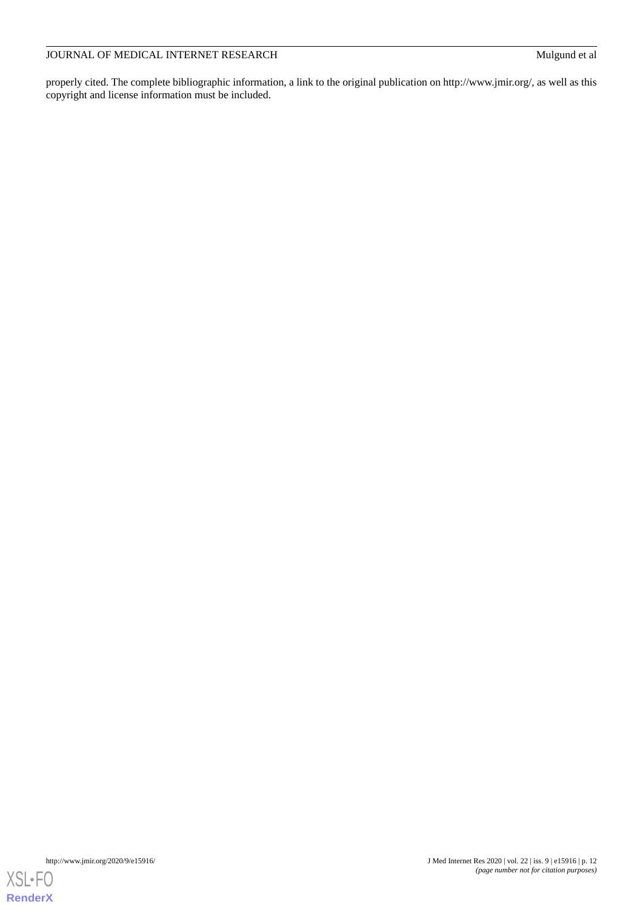properly cited. The complete bibliographic information, a link to the original publication on http://www.jmir.org/, as well as this copyright and license information must be included.